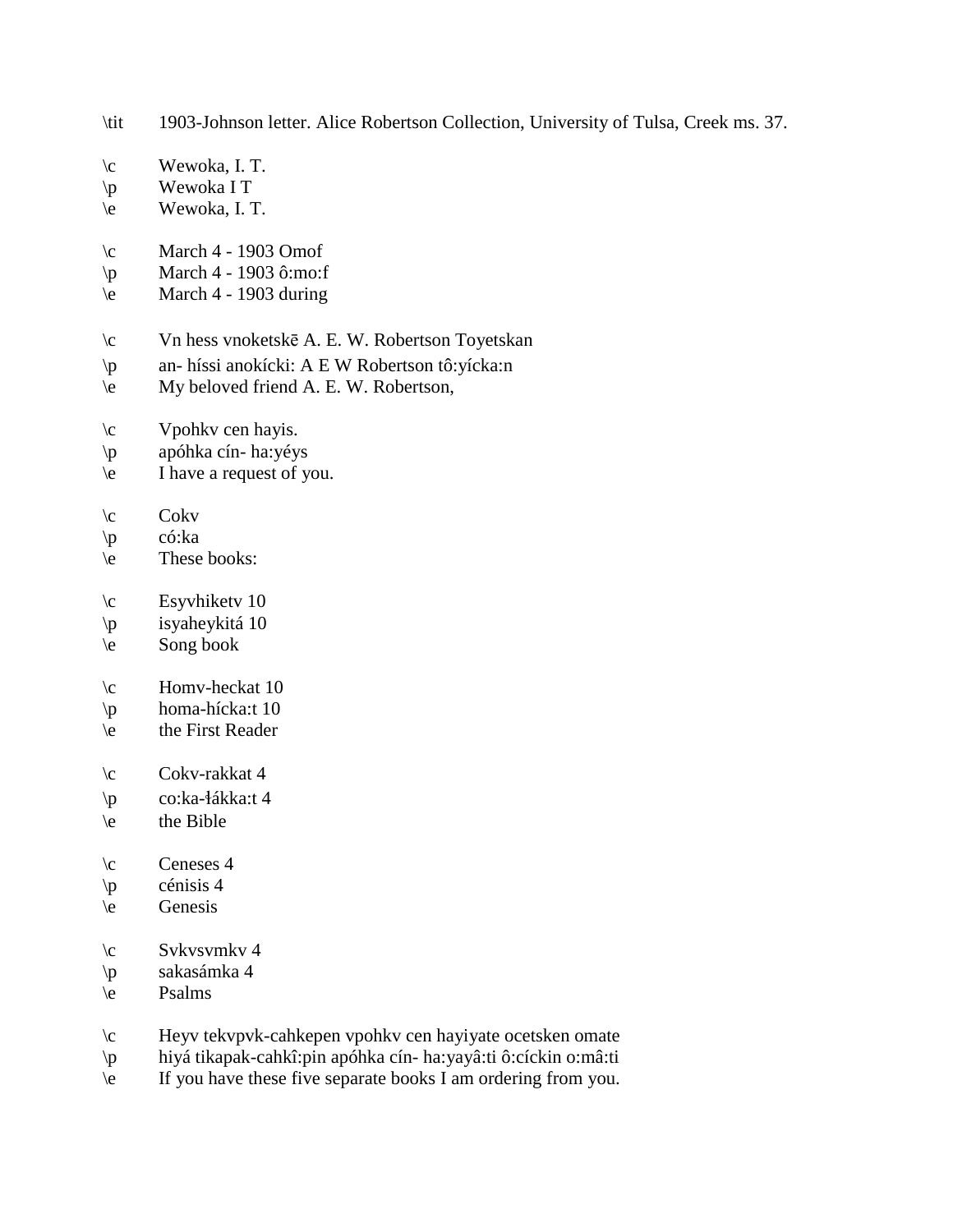\tit 1903-Johnson letter. Alice Robertson Collection, University of Tulsa, Creek ms. 37.

\c Wewoka, I. T.
\p Wewoka I T
\e Wewoka, I. T.

\c March 4 - 1903 Omof
\p March 4 - 1903 ô:mo:f
\e March 4 - 1903 during

\c Vn hess vnoketskē A. E. W. Robertson Toyetskan
\p an- híssi anokícki: A E W Robertson tô:yícka:n
\e My beloved friend A. E. W. Robertson,

\c Vpohkv cen hayis.
\p apóhka cín- ha:yéys
\e I have a request of you.

\c Cokv
\p có:ka
\e These books:

\c Esyvhiketv 10
\p isyaheykitá 10
\e Song book

\c Homv-heckat 10
\p homa-hícka:t 10
\e the First Reader

\c Cokv-rakkat 4
\p co:ka-łákka:t 4
\e the Bible

\c Ceneses 4
\p cénisis 4
\e Genesis

\c Svkvsvmkv 4
\p sakasámka 4
\e Psalms

\c Heyv tekvpvk-cahkepen vpohkv cen hayiyate ocetsken omate
\p hiyá tikapak-cahkî:pin apóhka cín- ha:yayâ:ti ô:cíckin o:mâ:ti
\e If you have these five separate books I am ordering from you.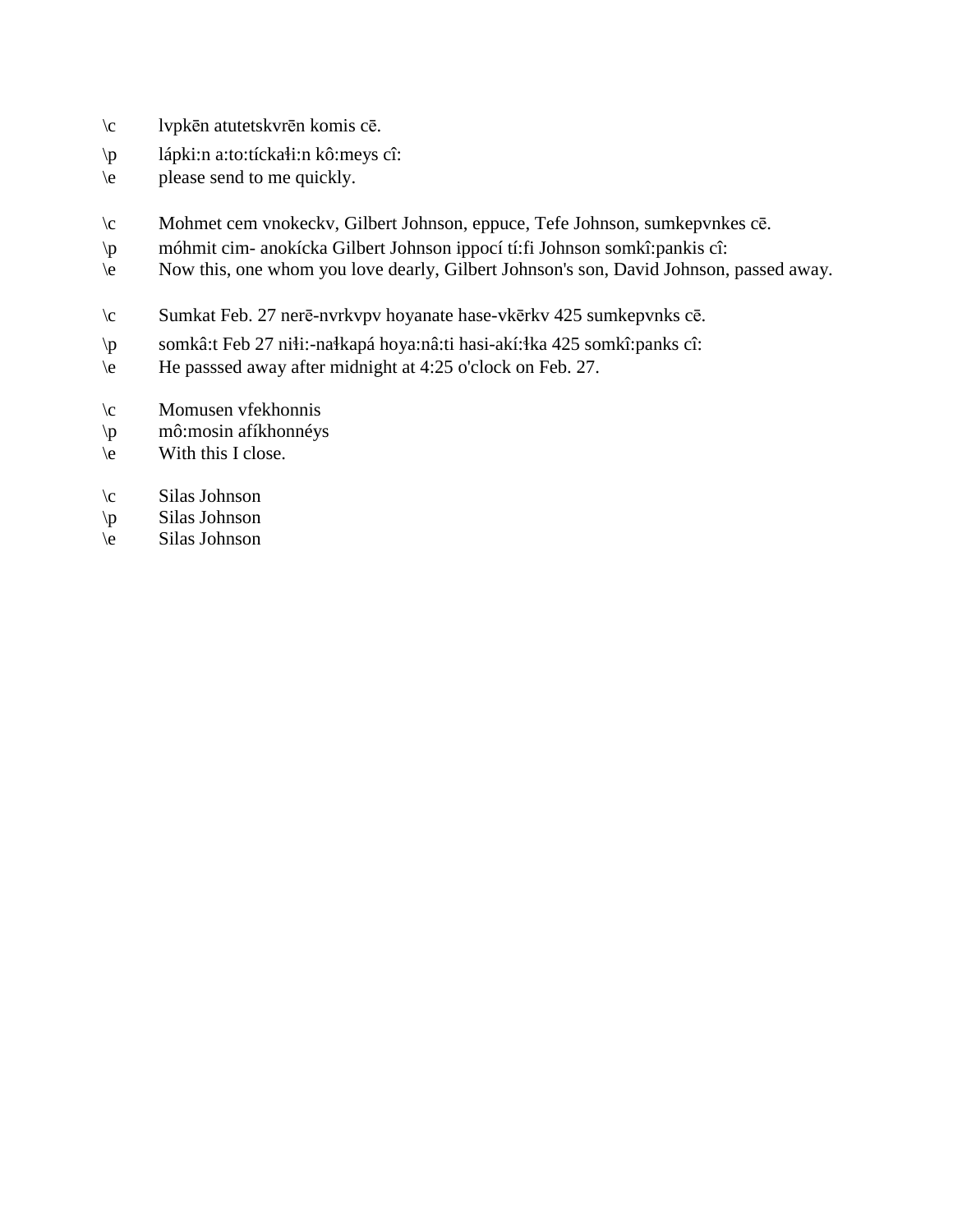\c lvpkēn atutetskvrēn komis cē.
\p lápki:n a:to:tíckaɬi:n kô:meys cî:
\e please send to me quickly.

\c Mohmet cem vnokeckv, Gilbert Johnson, eppuce, Tefe Johnson, sumkepvnkes cē.
\p móhmit cim- anokícka Gilbert Johnson ippocí tí:fi Johnson somkî:pankis cî:
\e Now this, one whom you love dearly, Gilbert Johnson's son, David Johnson, passed away.

\c Sumkat Feb. 27 nerē-nvrkvpv hoyanate hase-vkērkv 425 sumkepvnks cē.
\p somkâ:t Feb 27 niɬi:-naɬkapá hoya:nâ:ti hasi-akí:ɬka 425 somkî:panks cî:
\e He passsed away after midnight at 4:25 o'clock on Feb. 27.

\c Momusen vfekhonnis
\p mô:mosin afíkhonnéys
\e With this I close.

\c Silas Johnson
\p Silas Johnson
\e Silas Johnson